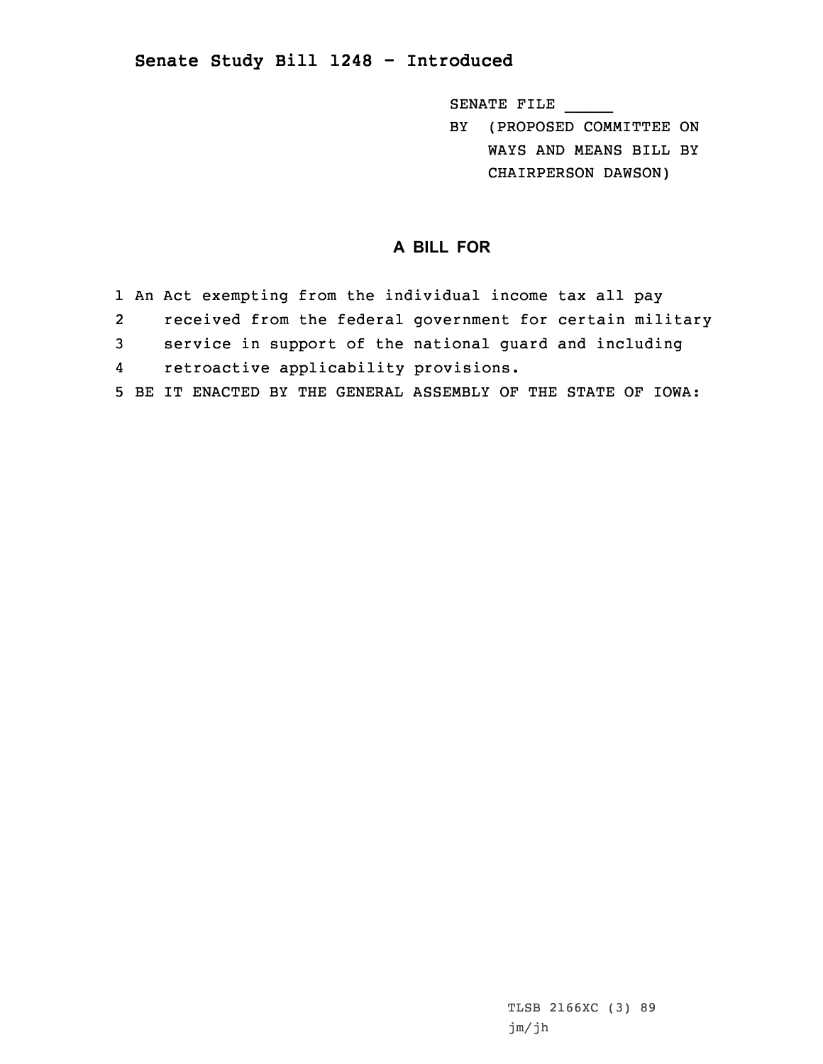## Senate Study Bill 1248 - Introduced

SENATE FILE _____

BY (PROPOSED COMMITTEE ON WAYS AND MEANS BILL BY CHAIRPERSON DAWSON)

### A BILL FOR

1 An Act exempting from the individual income tax all pay
2 received from the federal government for certain military
3 service in support of the national guard and including
4 retroactive applicability provisions.
5 BE IT ENACTED BY THE GENERAL ASSEMBLY OF THE STATE OF IOWA:

TLSB 2166XC (3) 89

jm/jh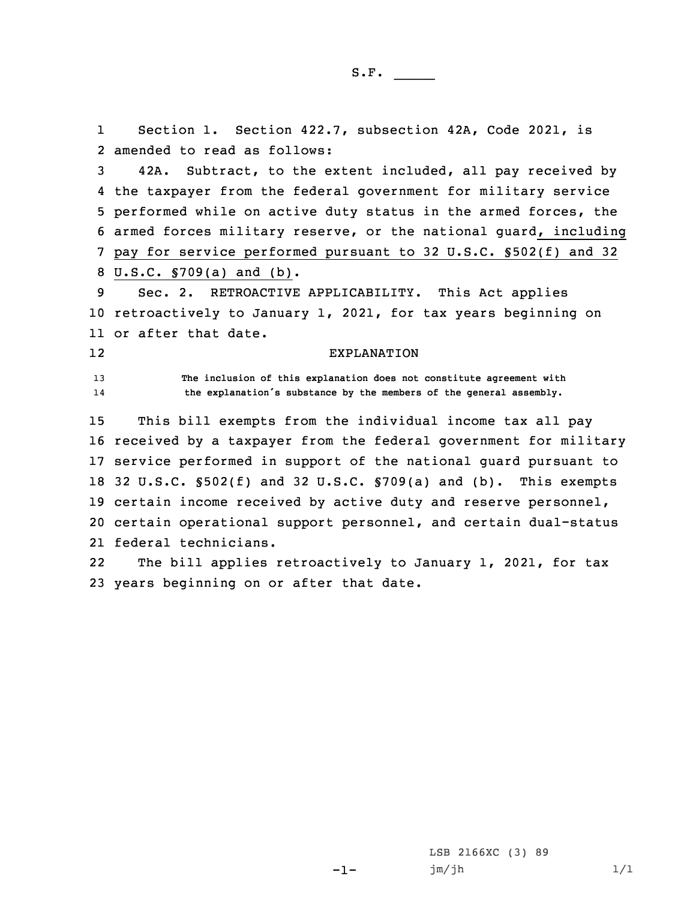S.F. _____

Section 1. Section 422.7, subsection 42A, Code 2021, is amended to read as follows:

42A. Subtract, to the extent included, all pay received by the taxpayer from the federal government for military service performed while on active duty status in the armed forces, the armed forces military reserve, or the national guard, including pay for service performed pursuant to 32 U.S.C. §502(f) and 32 U.S.C. §709(a) and (b).

Sec. 2. RETROACTIVE APPLICABILITY. This Act applies retroactively to January 1, 2021, for tax years beginning on or after that date.

EXPLANATION

The inclusion of this explanation does not constitute agreement with the explanation's substance by the members of the general assembly.

This bill exempts from the individual income tax all pay received by a taxpayer from the federal government for military service performed in support of the national guard pursuant to 32 U.S.C. §502(f) and 32 U.S.C. §709(a) and (b). This exempts certain income received by active duty and reserve personnel, certain operational support personnel, and certain dual-status federal technicians.

The bill applies retroactively to January 1, 2021, for tax years beginning on or after that date.

LSB 2166XC (3) 89
jm/jh